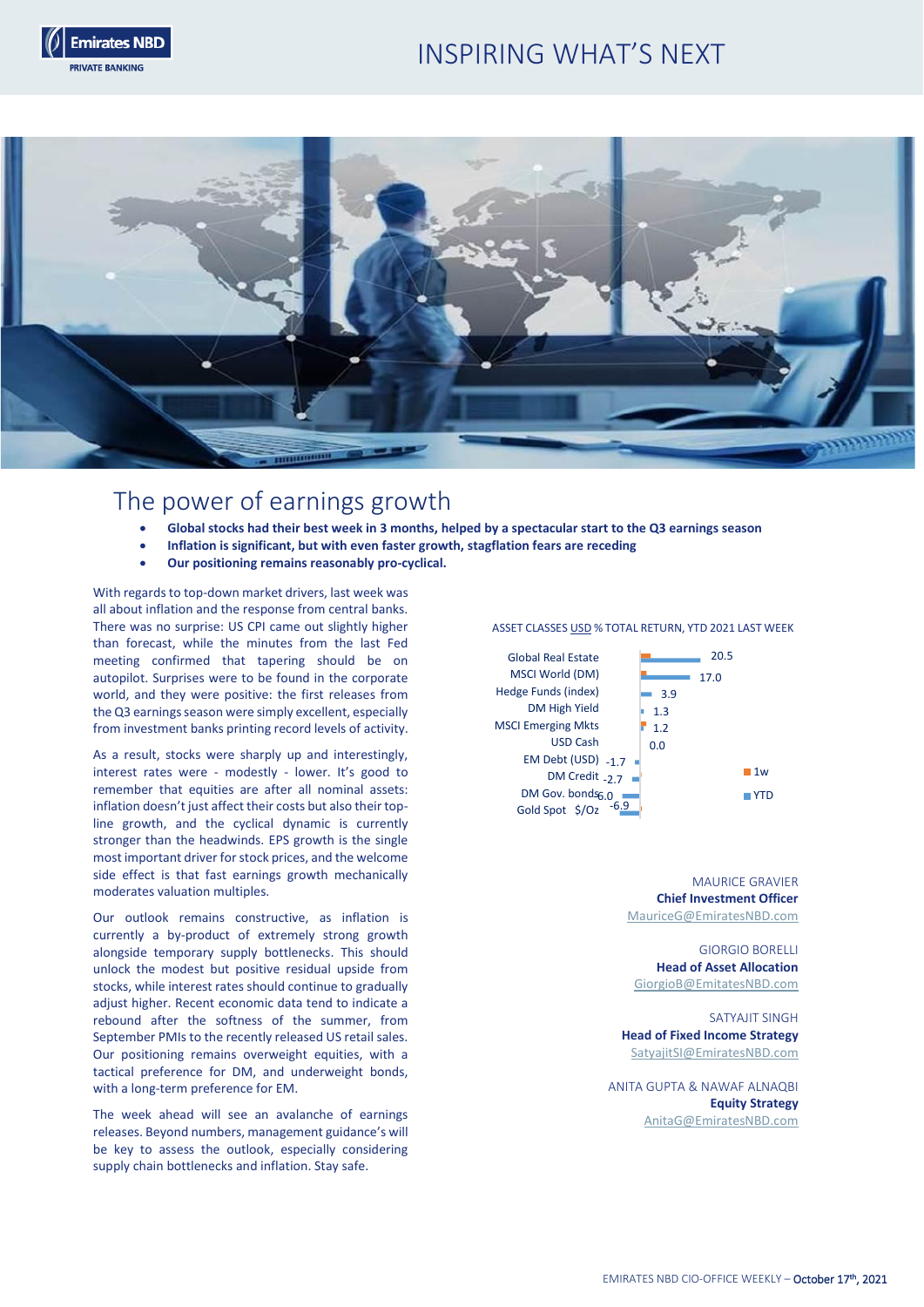# The power of earnings growth

- **Global stocks had their best week in 3 months, helped by a spectacular start to the Q3 earnings season**
- **Inflation is significant, but with even faster growth, stagflation fears are receding**
- **Our positioning remains reasonably pro-cyclical.**

With regards to top-down market drivers, last week was all about inflation and the response from central banks. There was no surprise: US CPI came out slightly higher than forecast, while the minutes from the last Fed meeting confirmed that tapering should be on autopilot. Surprises were to be found in the corporate world, and they were positive: the first releases from the Q3 earnings season were simply excellent, especially from investment banks printing record levels of activity.

As a result, stocks were sharply up and interestingly, interest rates were - modestly - lower. It's good to remember that equities are after all nominal assets: inflation doesn't just affect their costs but also their top-line growth, and the cyclical dynamic is currently stronger than the headwinds. EPS growth is the single most important driver for stock prices, and the welcome side effect is that fast earnings growth mechanically moderates valuation multiples.

Our outlook remains constructive, as inflation is currently a by-product of extremely strong growth alongside temporary supply bottlenecks. This should unlock the modest but positive residual upside from stocks, while interest rates should continue to gradually adjust higher. Recent economic data tend to indicate a rebound after the softness of the summer, from September PMIs to the recently released US retail sales. Our positioning remains overweight equities, with a tactical preference for DM, and underweight bonds, with a long-term preference for EM.

The week ahead will see an avalanche of earnings releases. Beyond numbers, management guidance's will be key to assess the outlook, especially considering supply chain bottlenecks and inflation. Stay safe.

ASSET CLASSES USD % TOTAL RETURN, YTD 2021 LAST WEEK

| Asset class | YTD |
| --- | --- |
| Global Real Estate | 20.5 |
| MSCI World (DM) | 17.0 |
| Hedge Funds (index) | 3.9 |
| DM High Yield | 1.3 |
| MSCI Emerging Mkts | 1.2 |
| USD Cash | 0.0 |
| EM Debt (USD) | -1.7 |
| DM Credit | -2.7 |
| DM Gov. bonds | -6.0 |
| Gold Spot $/Oz | -6.9 |

Legend: 1w, YTD

MAURICE GRAVIER
**Chief Investment Officer**
MauriceG@EmiratesNBD.com

GIORGIO BORELLI
**Head of Asset Allocation**
GiorgioB@EmitatesNBD.com

SATYAJIT SINGH
**Head of Fixed Income Strategy**
SatyajitSI@EmiratesNBD.com

ANITA GUPTA & NAWAF ALNAQBI
**Equity Strategy**
AnitaG@EmiratesNBD.com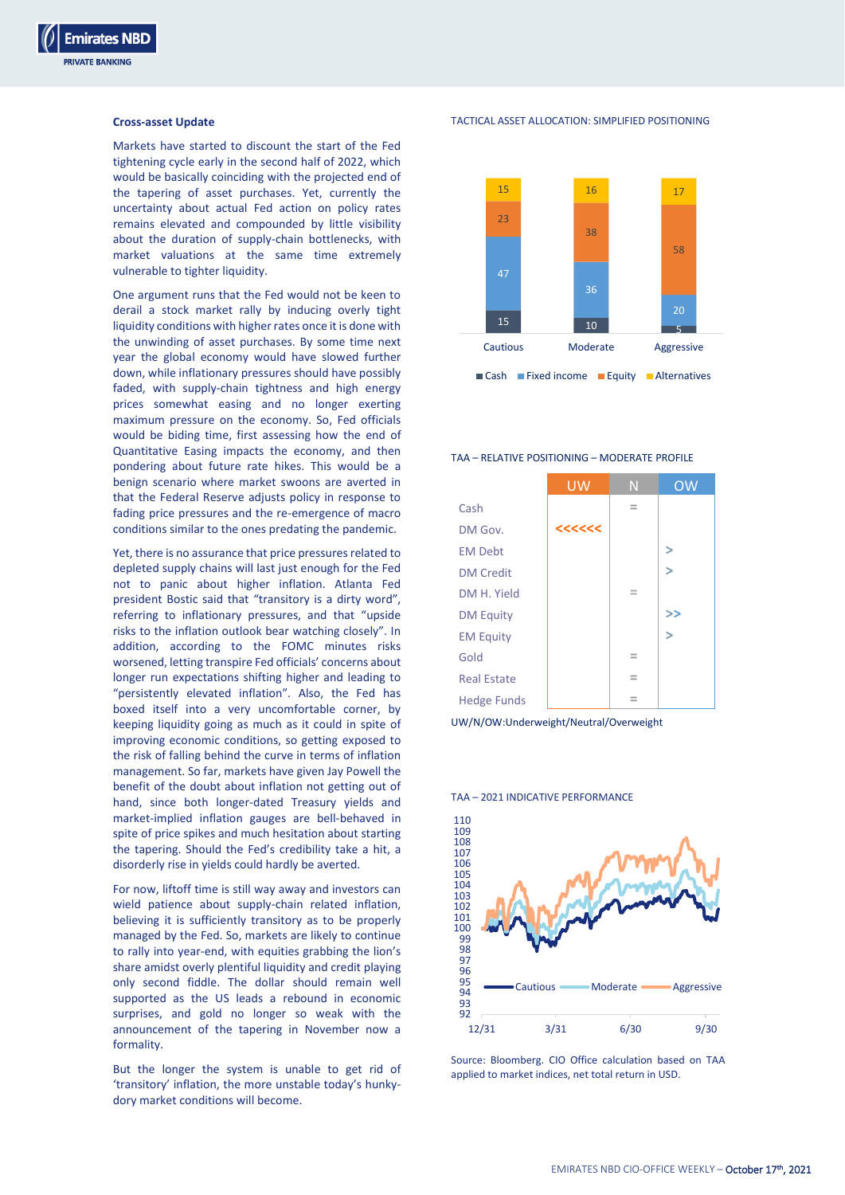## Cross-asset Update

Markets have started to discount the start of the Fed tightening cycle early in the second half of 2022, which would be basically coinciding with the projected end of the tapering of asset purchases. Yet, currently the uncertainty about actual Fed action on policy rates remains elevated and compounded by little visibility about the duration of supply-chain bottlenecks, with market valuations at the same time extremely vulnerable to tighter liquidity.

One argument runs that the Fed would not be keen to derail a stock market rally by inducing overly tight liquidity conditions with higher rates once it is done with the unwinding of asset purchases. By some time next year the global economy would have slowed further down, while inflationary pressures should have possibly faded, with supply-chain tightness and high energy prices somewhat easing and no longer exerting maximum pressure on the economy. So, Fed officials would be biding time, first assessing how the end of Quantitative Easing impacts the economy, and then pondering about future rate hikes. This would be a benign scenario where market swoons are averted in that the Federal Reserve adjusts policy in response to fading price pressures and the re-emergence of macro conditions similar to the ones predating the pandemic.

Yet, there is no assurance that price pressures related to depleted supply chains will last just enough for the Fed not to panic about higher inflation. Atlanta Fed president Bostic said that "transitory is a dirty word", referring to inflationary pressures, and that "upside risks to the inflation outlook bear watching closely". In addition, according to the FOMC minutes risks worsened, letting transpire Fed officials' concerns about longer run expectations shifting higher and leading to "persistently elevated inflation". Also, the Fed has boxed itself into a very uncomfortable corner, by keeping liquidity going as much as it could in spite of improving economic conditions, so getting exposed to the risk of falling behind the curve in terms of inflation management. So far, markets have given Jay Powell the benefit of the doubt about inflation not getting out of hand, since both longer-dated Treasury yields and market-implied inflation gauges are bell-behaved in spite of price spikes and much hesitation about starting the tapering. Should the Fed's credibility take a hit, a disorderly rise in yields could hardly be averted.

For now, liftoff time is still way away and investors can wield patience about supply-chain related inflation, believing it is sufficiently transitory as to be properly managed by the Fed. So, markets are likely to continue to rally into year-end, with equities grabbing the lion's share amidst overly plentiful liquidity and credit playing only second fiddle. The dollar should remain well supported as the US leads a rebound in economic surprises, and gold no longer so weak with the announcement of the tapering in November now a formality.

But the longer the system is unable to get rid of 'transitory' inflation, the more unstable today's hunky-dory market conditions will become.

### TACTICAL ASSET ALLOCATION: SIMPLIFIED POSITIONING

| | Cautious | Moderate | Aggressive |
|---|---|---|---|
| Cash | 15 | 10 | 5 |
| Fixed income | 47 | 36 | 20 |
| Equity | 23 | 38 | 58 |
| Alternatives | 15 | 16 | 17 |

### TAA – RELATIVE POSITIONING – MODERATE PROFILE

| | UW | N | OW |
|---|---|---|---|
| Cash | | = | |
| DM Gov. | <<<<<< | | |
| EM Debt | | | > |
| DM Credit | | | > |
| DM H. Yield | | = | |
| DM Equity | | | >> |
| EM Equity | | | > |
| Gold | | = | |
| Real Estate | | = | |
| Hedge Funds | | = | |

UW/N/OW:Underweight/Neutral/Overweight

### TAA – 2021 INDICATIVE PERFORMANCE

Cautious, Moderate, Aggressive (12/31 – 9/30; scale 92–110)

Source: Bloomberg. CIO Office calculation based on TAA applied to market indices, net total return in USD.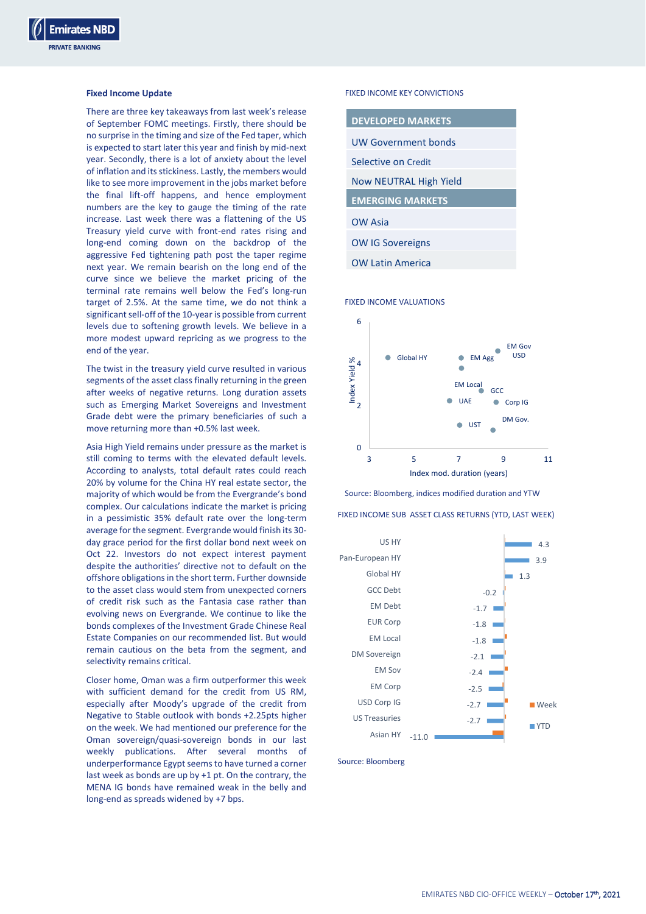## Fixed Income Update

There are three key takeaways from last week's release of September FOMC meetings. Firstly, there should be no surprise in the timing and size of the Fed taper, which is expected to start later this year and finish by mid-next year. Secondly, there is a lot of anxiety about the level of inflation and its stickiness. Lastly, the members would like to see more improvement in the jobs market before the final lift-off happens, and hence employment numbers are the key to gauge the timing of the rate increase. Last week there was a flattening of the US Treasury yield curve with front-end rates rising and long-end coming down on the backdrop of the aggressive Fed tightening path post the taper regime next year. We remain bearish on the long end of the curve since we believe the market pricing of the terminal rate remains well below the Fed's long-run target of 2.5%. At the same time, we do not think a significant sell-off of the 10-year is possible from current levels due to softening growth levels. We believe in a more modest upward repricing as we progress to the end of the year.

The twist in the treasury yield curve resulted in various segments of the asset class finally returning in the green after weeks of negative returns. Long duration assets such as Emerging Market Sovereigns and Investment Grade debt were the primary beneficiaries of such a move returning more than +0.5% last week.

Asia High Yield remains under pressure as the market is still coming to terms with the elevated default levels. According to analysts, total default rates could reach 20% by volume for the China HY real estate sector, the majority of which would be from the Evergrande's bond complex. Our calculations indicate the market is pricing in a pessimistic 35% default rate over the long-term average for the segment. Evergrande would finish its 30-day grace period for the first dollar bond next week on Oct 22. Investors do not expect interest payment despite the authorities' directive not to default on the offshore obligations in the short term. Further downside to the asset class would stem from unexpected corners of credit risk such as the Fantasia case rather than evolving news on Evergrande. We continue to like the bonds complexes of the Investment Grade Chinese Real Estate Companies on our recommended list. But would remain cautious on the beta from the segment, and selectivity remains critical.

Closer home, Oman was a firm outperformer this week with sufficient demand for the credit from US RM, especially after Moody's upgrade of the credit from Negative to Stable outlook with bonds +2.25pts higher on the week. We had mentioned our preference for the Oman sovereign/quasi-sovereign bonds in our last weekly publications. After several months of underperformance Egypt seems to have turned a corner last week as bonds are up by +1 pt. On the contrary, the MENA IG bonds have remained weak in the belly and long-end as spreads widened by +7 bps.

### FIXED INCOME KEY CONVICTIONS

| DEVELOPED MARKETS |
|---|
| UW Government bonds |
| Selective on Credit |
| Now NEUTRAL High Yield |
| **EMERGING MARKETS** |
| OW Asia |
| OW IG Sovereigns |
| OW Latin America |

### FIXED INCOME VALUATIONS

Index Yield % vs Index mod. duration (years): Global HY, EM Agg, EM Gov USD, EM Local, GCC, UAE, Corp IG, UST, DM Gov.

Source: Bloomberg, indices modified duration and YTW

### FIXED INCOME SUB ASSET CLASS RETURNS (YTD, LAST WEEK)

| Asset class | YTD |
|---|---|
| US HY | 4.3 |
| Pan-European HY | 3.9 |
| Global HY | 1.3 |
| GCC Debt | -0.2 |
| EM Debt | -1.7 |
| EUR Corp | -1.8 |
| EM Local | -1.8 |
| DM Sovereign | -2.1 |
| EM Sov | -2.4 |
| EM Corp | -2.5 |
| USD Corp IG | -2.7 |
| US Treasuries | -2.7 |
| Asian HY | -11.0 |

Source: Bloomberg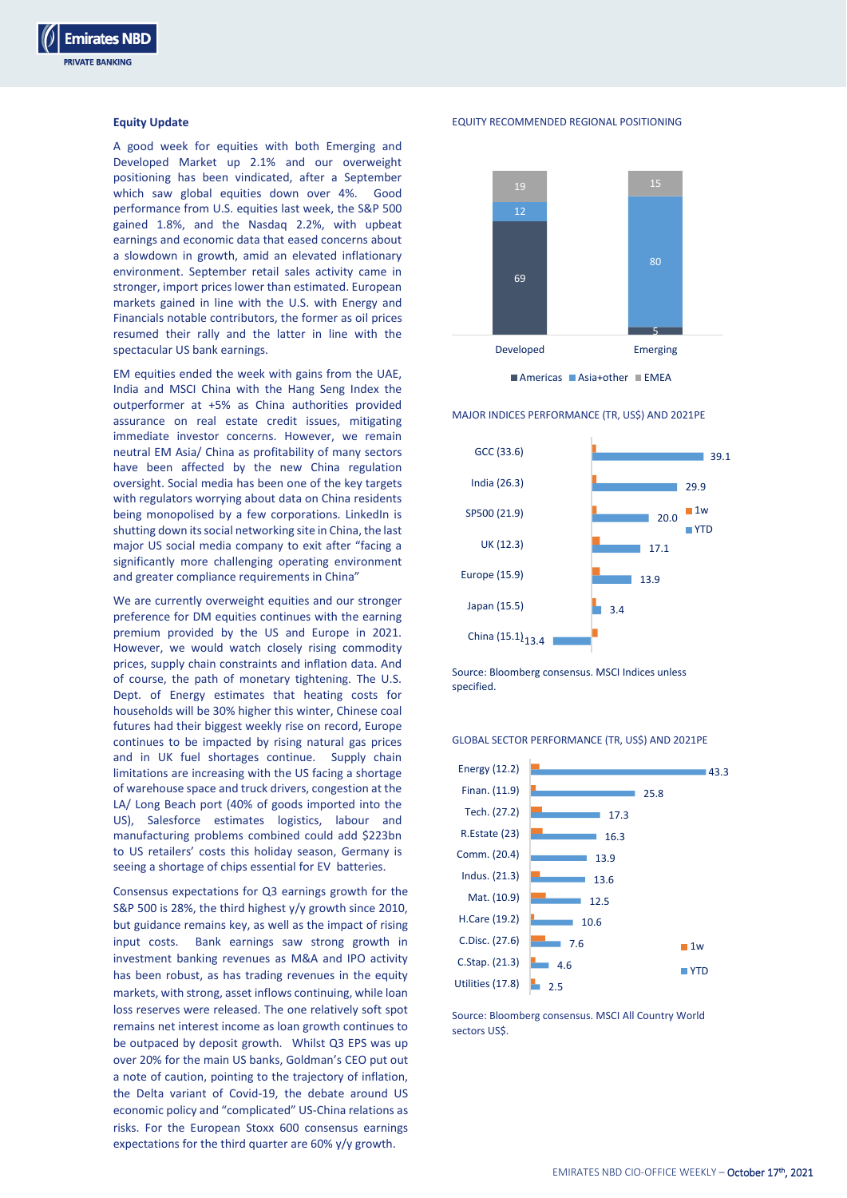## Equity Update

A good week for equities with both Emerging and Developed Market up 2.1% and our overweight positioning has been vindicated, after a September which saw global equities down over 4%. Good performance from U.S. equities last week, the S&P 500 gained 1.8%, and the Nasdaq 2.2%, with upbeat earnings and economic data that eased concerns about a slowdown in growth, amid an elevated inflationary environment. September retail sales activity came in stronger, import prices lower than estimated. European markets gained in line with the U.S. with Energy and Financials notable contributors, the former as oil prices resumed their rally and the latter in line with the spectacular US bank earnings.

EM equities ended the week with gains from the UAE, India and MSCI China with the Hang Seng Index the outperformer at +5% as China authorities provided assurance on real estate credit issues, mitigating immediate investor concerns. However, we remain neutral EM Asia/ China as profitability of many sectors have been affected by the new China regulation oversight. Social media has been one of the key targets with regulators worrying about data on China residents being monopolised by a few corporations. LinkedIn is shutting down its social networking site in China, the last major US social media company to exit after "facing a significantly more challenging operating environment and greater compliance requirements in China"

We are currently overweight equities and our stronger preference for DM equities continues with the earning premium provided by the US and Europe in 2021. However, we would watch closely rising commodity prices, supply chain constraints and inflation data. And of course, the path of monetary tightening. The U.S. Dept. of Energy estimates that heating costs for households will be 30% higher this winter, Chinese coal futures had their biggest weekly rise on record, Europe continues to be impacted by rising natural gas prices and in UK fuel shortages continue. Supply chain limitations are increasing with the US facing a shortage of warehouse space and truck drivers, congestion at the LA/ Long Beach port (40% of goods imported into the US), Salesforce estimates logistics, labour and manufacturing problems combined could add $223bn to US retailers' costs this holiday season, Germany is seeing a shortage of chips essential for EV batteries.

Consensus expectations for Q3 earnings growth for the S&P 500 is 28%, the third highest y/y growth since 2010, but guidance remains key, as well as the impact of rising input costs. Bank earnings saw strong growth in investment banking revenues as M&A and IPO activity has been robust, as has trading revenues in the equity markets, with strong, asset inflows continuing, while loan loss reserves were released. The one relatively soft spot remains net interest income as loan growth continues to be outpaced by deposit growth. Whilst Q3 EPS was up over 20% for the main US banks, Goldman's CEO put out a note of caution, pointing to the trajectory of inflation, the Delta variant of Covid-19, the debate around US economic policy and "complicated" US-China relations as risks. For the European Stoxx 600 consensus earnings expectations for the third quarter are 60% y/y growth.

**EQUITY RECOMMENDED REGIONAL POSITIONING**

| | Americas | Asia+other | EMEA |
|---|---|---|---|
| Developed | 69 | 12 | 19 |
| Emerging | 5 | 80 | 15 |

**MAJOR INDICES PERFORMANCE (TR, US$) AND 2021PE**

| Index (2021PE) | YTD |
|---|---|
| GCC (33.6) | 39.1 |
| India (26.3) | 29.9 |
| SP500 (21.9) | 20.0 |
| UK (12.3) | 17.1 |
| Europe (15.9) | 13.9 |
| Japan (15.5) | 3.4 |
| China (15.1) | -13.4 |

Source: Bloomberg consensus. MSCI Indices unless specified.

**GLOBAL SECTOR PERFORMANCE (TR, US$) AND 2021PE**

| Sector (2021PE) | YTD |
|---|---|
| Energy (12.2) | 43.3 |
| Finan. (11.9) | 25.8 |
| Tech. (27.2) | 17.3 |
| R.Estate (23) | 16.3 |
| Comm. (20.4) | 13.9 |
| Indus. (21.3) | 13.6 |
| Mat. (10.9) | 12.5 |
| H.Care (19.2) | 10.6 |
| C.Disc. (27.6) | 7.6 |
| C.Stap. (21.3) | 4.6 |
| Utilities (17.8) | 2.5 |

Source: Bloomberg consensus. MSCI All Country World sectors US$.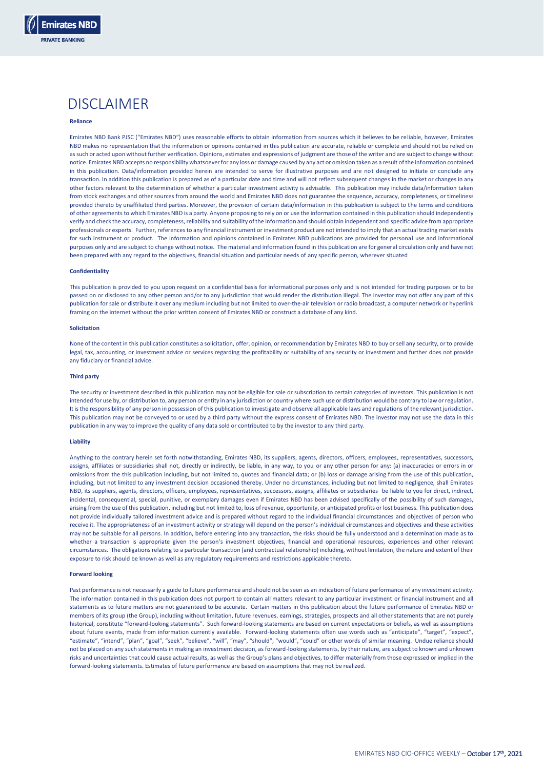# DISCLAIMER

**Reliance**

Emirates NBD Bank PJSC ("Emirates NBD") uses reasonable efforts to obtain information from sources which it believes to be reliable, however, Emirates NBD makes no representation that the information or opinions contained in this publication are accurate, reliable or complete and should not be relied on as such or acted upon without further verification. Opinions, estimates and expressions of judgment are those of the writer and are subject to change without notice. Emirates NBD accepts no responsibility whatsoever for any loss or damage caused by any act or omission taken as a result of the information contained in this publication. Data/information provided herein are intended to serve for illustrative purposes and are not designed to initiate or conclude any transaction. In addition this publication is prepared as of a particular date and time and will not reflect subsequent changes in the market or changes in any other factors relevant to the determination of whether a particular investment activity is advisable. This publication may include data/information taken from stock exchanges and other sources from around the world and Emirates NBD does not guarantee the sequence, accuracy, completeness, or timeliness provided thereto by unaffiliated third parties. Moreover, the provision of certain data/information in this publication is subject to the terms and conditions of other agreements to which Emirates NBD is a party. Anyone proposing to rely on or use the information contained in this publication should independently verify and check the accuracy, completeness, reliability and suitability of the information and should obtain independent and specific advice from appropriate professionals or experts. Further, references to any financial instrument or investment product are not intended to imply that an actual trading market exists for such instrument or product. The information and opinions contained in Emirates NBD publications are provided for personal use and informational purposes only and are subject to change without notice. The material and information found in this publication are for general circulation only and have not been prepared with any regard to the objectives, financial situation and particular needs of any specific person, wherever situated

**Confidentiality**

This publication is provided to you upon request on a confidential basis for informational purposes only and is not intended for trading purposes or to be passed on or disclosed to any other person and/or to any jurisdiction that would render the distribution illegal. The investor may not offer any part of this publication for sale or distribute it over any medium including but not limited to over-the-air television or radio broadcast, a computer network or hyperlink framing on the internet without the prior written consent of Emirates NBD or construct a database of any kind.

**Solicitation**

None of the content in this publication constitutes a solicitation, offer, opinion, or recommendation by Emirates NBD to buy or sell any security, or to provide legal, tax, accounting, or investment advice or services regarding the profitability or suitability of any security or investment and further does not provide any fiduciary or financial advice.

**Third party**

The security or investment described in this publication may not be eligible for sale or subscription to certain categories of investors. This publication is not intended for use by, or distribution to, any person or entity in any jurisdiction or country where such use or distribution would be contrary to law or regulation. It is the responsibility of any person in possession of this publication to investigate and observe all applicable laws and regulations of the relevant jurisdiction. This publication may not be conveyed to or used by a third party without the express consent of Emirates NBD. The investor may not use the data in this publication in any way to improve the quality of any data sold or contributed to by the investor to any third party.

**Liability**

Anything to the contrary herein set forth notwithstanding, Emirates NBD, its suppliers, agents, directors, officers, employees, representatives, successors, assigns, affiliates or subsidiaries shall not, directly or indirectly, be liable, in any way, to you or any other person for any: (a) inaccuracies or errors in or omissions from the this publication including, but not limited to, quotes and financial data; or (b) loss or damage arising from the use of this publication, including, but not limited to any investment decision occasioned thereby. Under no circumstances, including but not limited to negligence, shall Emirates NBD, its suppliers, agents, directors, officers, employees, representatives, successors, assigns, affiliates or subsidiaries be liable to you for direct, indirect, incidental, consequential, special, punitive, or exemplary damages even if Emirates NBD has been advised specifically of the possibility of such damages, arising from the use of this publication, including but not limited to, loss of revenue, opportunity, or anticipated profits or lost business. This publication does not provide individually tailored investment advice and is prepared without regard to the individual financial circumstances and objectives of person who receive it. The appropriateness of an investment activity or strategy will depend on the person's individual circumstances and objectives and these activities may not be suitable for all persons. In addition, before entering into any transaction, the risks should be fully understood and a determination made as to whether a transaction is appropriate given the person's investment objectives, financial and operational resources, experiences and other relevant circumstances. The obligations relating to a particular transaction (and contractual relationship) including, without limitation, the nature and extent of their exposure to risk should be known as well as any regulatory requirements and restrictions applicable thereto.

**Forward looking**

Past performance is not necessarily a guide to future performance and should not be seen as an indication of future performance of any investment activity. The information contained in this publication does not purport to contain all matters relevant to any particular investment or financial instrument and all statements as to future matters are not guaranteed to be accurate. Certain matters in this publication about the future performance of Emirates NBD or members of its group (the Group), including without limitation, future revenues, earnings, strategies, prospects and all other statements that are not purely historical, constitute "forward-looking statements". Such forward-looking statements are based on current expectations or beliefs, as well as assumptions about future events, made from information currently available. Forward-looking statements often use words such as "anticipate", "target", "expect", "estimate", "intend", "plan", "goal", "seek", "believe", "will", "may", "should", "would", "could" or other words of similar meaning. Undue reliance should not be placed on any such statements in making an investment decision, as forward-looking statements, by their nature, are subject to known and unknown risks and uncertainties that could cause actual results, as well as the Group's plans and objectives, to differ materially from those expressed or implied in the forward-looking statements. Estimates of future performance are based on assumptions that may not be realized.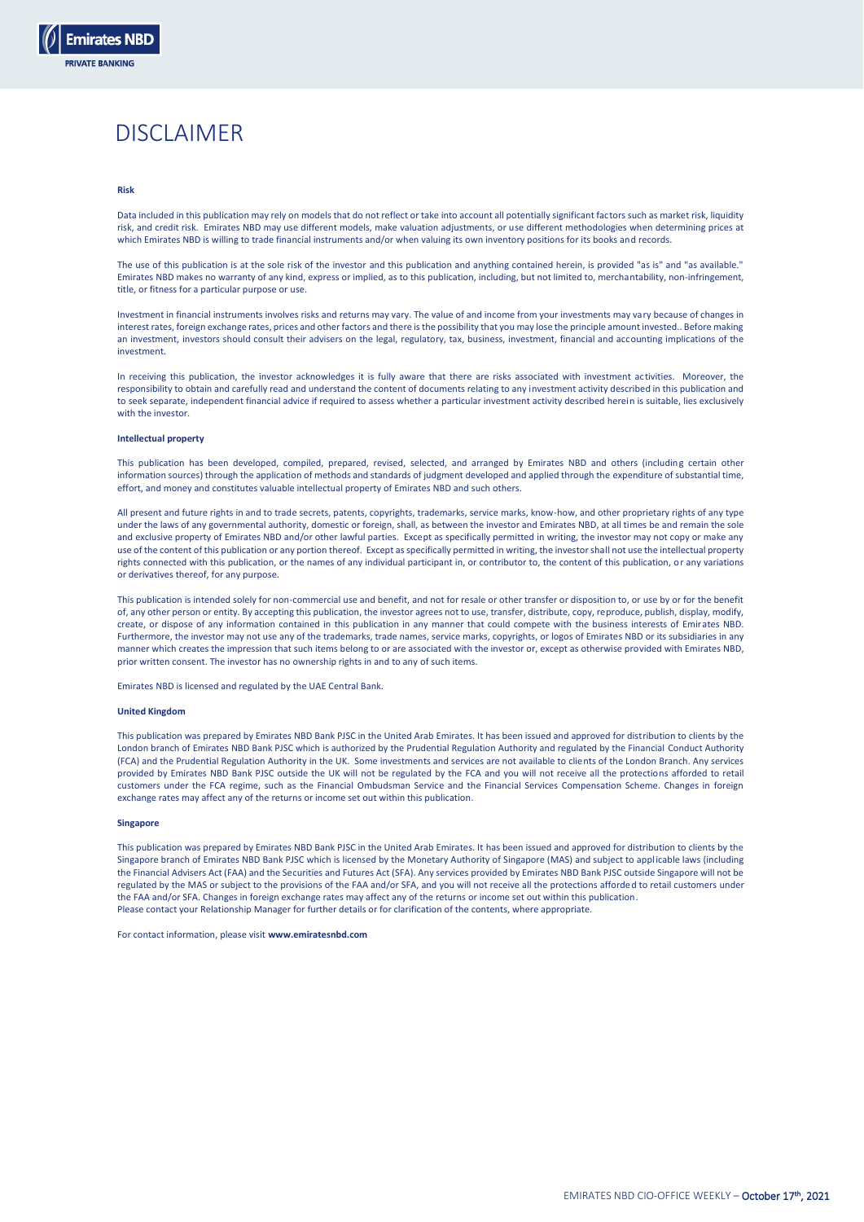# DISCLAIMER

**Risk**

Data included in this publication may rely on models that do not reflect or take into account all potentially significant factors such as market risk, liquidity risk, and credit risk. Emirates NBD may use different models, make valuation adjustments, or use different methodologies when determining prices at which Emirates NBD is willing to trade financial instruments and/or when valuing its own inventory positions for its books and records.

The use of this publication is at the sole risk of the investor and this publication and anything contained herein, is provided "as is" and "as available." Emirates NBD makes no warranty of any kind, express or implied, as to this publication, including, but not limited to, merchantability, non-infringement, title, or fitness for a particular purpose or use.

Investment in financial instruments involves risks and returns may vary. The value of and income from your investments may vary because of changes in interest rates, foreign exchange rates, prices and other factors and there is the possibility that you may lose the principle amount invested.. Before making an investment, investors should consult their advisers on the legal, regulatory, tax, business, investment, financial and accounting implications of the investment.

In receiving this publication, the investor acknowledges it is fully aware that there are risks associated with investment activities. Moreover, the responsibility to obtain and carefully read and understand the content of documents relating to any investment activity described in this publication and to seek separate, independent financial advice if required to assess whether a particular investment activity described herein is suitable, lies exclusively with the investor.

**Intellectual property**

This publication has been developed, compiled, prepared, revised, selected, and arranged by Emirates NBD and others (including certain other information sources) through the application of methods and standards of judgment developed and applied through the expenditure of substantial time, effort, and money and constitutes valuable intellectual property of Emirates NBD and such others.

All present and future rights in and to trade secrets, patents, copyrights, trademarks, service marks, know-how, and other proprietary rights of any type under the laws of any governmental authority, domestic or foreign, shall, as between the investor and Emirates NBD, at all times be and remain the sole and exclusive property of Emirates NBD and/or other lawful parties. Except as specifically permitted in writing, the investor may not copy or make any use of the content of this publication or any portion thereof. Except as specifically permitted in writing, the investor shall not use the intellectual property rights connected with this publication, or the names of any individual participant in, or contributor to, the content of this publication, or any variations or derivatives thereof, for any purpose.

This publication is intended solely for non-commercial use and benefit, and not for resale or other transfer or disposition to, or use by or for the benefit of, any other person or entity. By accepting this publication, the investor agrees not to use, transfer, distribute, copy, reproduce, publish, display, modify, create, or dispose of any information contained in this publication in any manner that could compete with the business interests of Emirates NBD. Furthermore, the investor may not use any of the trademarks, trade names, service marks, copyrights, or logos of Emirates NBD or its subsidiaries in any manner which creates the impression that such items belong to or are associated with the investor or, except as otherwise provided with Emirates NBD, prior written consent. The investor has no ownership rights in and to any of such items.

Emirates NBD is licensed and regulated by the UAE Central Bank.

**United Kingdom**

This publication was prepared by Emirates NBD Bank PJSC in the United Arab Emirates. It has been issued and approved for distribution to clients by the London branch of Emirates NBD Bank PJSC which is authorized by the Prudential Regulation Authority and regulated by the Financial Conduct Authority (FCA) and the Prudential Regulation Authority in the UK. Some investments and services are not available to clients of the London Branch. Any services provided by Emirates NBD Bank PJSC outside the UK will not be regulated by the FCA and you will not receive all the protections afforded to retail customers under the FCA regime, such as the Financial Ombudsman Service and the Financial Services Compensation Scheme. Changes in foreign exchange rates may affect any of the returns or income set out within this publication.

**Singapore**

This publication was prepared by Emirates NBD Bank PJSC in the United Arab Emirates. It has been issued and approved for distribution to clients by the Singapore branch of Emirates NBD Bank PJSC which is licensed by the Monetary Authority of Singapore (MAS) and subject to applicable laws (including the Financial Advisers Act (FAA) and the Securities and Futures Act (SFA). Any services provided by Emirates NBD Bank PJSC outside Singapore will not be regulated by the MAS or subject to the provisions of the FAA and/or SFA, and you will not receive all the protections afforded to retail customers under the FAA and/or SFA. Changes in foreign exchange rates may affect any of the returns or income set out within this publication.
Please contact your Relationship Manager for further details or for clarification of the contents, where appropriate.

For contact information, please visit **www.emiratesnbd.com**